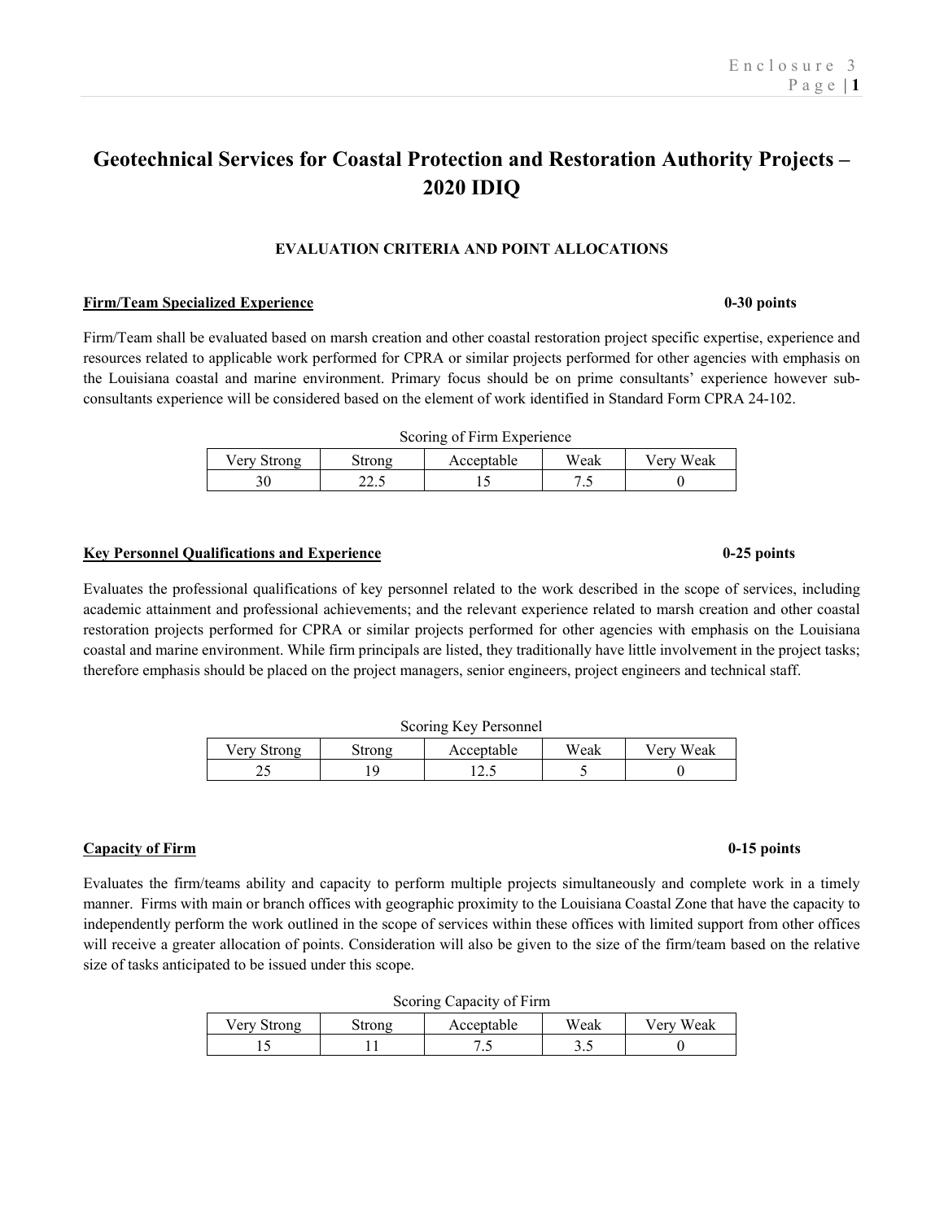# Geotechnical Services for Coastal Protection and Restoration Authority Projects – 2020 IDIQ

## EVALUATION CRITERIA AND POINT ALLOCATIONS

**Firm/Team Specialized Experience** **0-30 points**

Firm/Team shall be evaluated based on marsh creation and other coastal restoration project specific expertise, experience and resources related to applicable work performed for CPRA or similar projects performed for other agencies with emphasis on the Louisiana coastal and marine environment. Primary focus should be on prime consultants' experience however sub-consultants experience will be considered based on the element of work identified in Standard Form CPRA 24-102.

Scoring of Firm Experience

| Very Strong | Strong | Acceptable | Weak | Very Weak |
|---|---|---|---|---|
| 30 | 22.5 | 15 | 7.5 | 0 |

**Key Personnel Qualifications and Experience** **0-25 points**

Evaluates the professional qualifications of key personnel related to the work described in the scope of services, including academic attainment and professional achievements; and the relevant experience related to marsh creation and other coastal restoration projects performed for CPRA or similar projects performed for other agencies with emphasis on the Louisiana coastal and marine environment. While firm principals are listed, they traditionally have little involvement in the project tasks; therefore emphasis should be placed on the project managers, senior engineers, project engineers and technical staff.

Scoring Key Personnel

| Very Strong | Strong | Acceptable | Weak | Very Weak |
|---|---|---|---|---|
| 25 | 19 | 12.5 | 5 | 0 |

**Capacity of Firm** **0-15 points**

Evaluates the firm/teams ability and capacity to perform multiple projects simultaneously and complete work in a timely manner. Firms with main or branch offices with geographic proximity to the Louisiana Coastal Zone that have the capacity to independently perform the work outlined in the scope of services within these offices with limited support from other offices will receive a greater allocation of points. Consideration will also be given to the size of the firm/team based on the relative size of tasks anticipated to be issued under this scope.

Scoring Capacity of Firm

| Very Strong | Strong | Acceptable | Weak | Very Weak |
|---|---|---|---|---|
| 15 | 11 | 7.5 | 3.5 | 0 |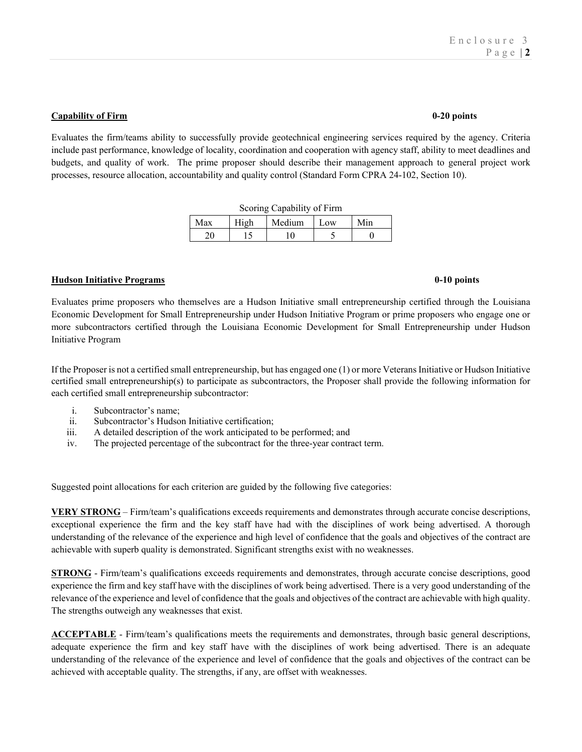**Capability of Firm** **0-20 points**

Evaluates the firm/teams ability to successfully provide geotechnical engineering services required by the agency. Criteria include past performance, knowledge of locality, coordination and cooperation with agency staff, ability to meet deadlines and budgets, and quality of work. The prime proposer should describe their management approach to general project work processes, resource allocation, accountability and quality control (Standard Form CPRA 24-102, Section 10).

Scoring Capability of Firm

| Max | High | Medium | Low | Min |
|---|---|---|---|---|
| 20 | 15 | 10 | 5 | 0 |

**Hudson Initiative Programs** **0-10 points**

Evaluates prime proposers who themselves are a Hudson Initiative small entrepreneurship certified through the Louisiana Economic Development for Small Entrepreneurship under Hudson Initiative Program or prime proposers who engage one or more subcontractors certified through the Louisiana Economic Development for Small Entrepreneurship under Hudson Initiative Program

If the Proposer is not a certified small entrepreneurship, but has engaged one (1) or more Veterans Initiative or Hudson Initiative certified small entrepreneurship(s) to participate as subcontractors, the Proposer shall provide the following information for each certified small entrepreneurship subcontractor:

i. Subcontractor's name;
ii. Subcontractor's Hudson Initiative certification;
iii. A detailed description of the work anticipated to be performed; and
iv. The projected percentage of the subcontract for the three-year contract term.

Suggested point allocations for each criterion are guided by the following five categories:

**VERY STRONG** – Firm/team's qualifications exceeds requirements and demonstrates through accurate concise descriptions, exceptional experience the firm and the key staff have had with the disciplines of work being advertised. A thorough understanding of the relevance of the experience and high level of confidence that the goals and objectives of the contract are achievable with superb quality is demonstrated. Significant strengths exist with no weaknesses.

**STRONG** - Firm/team's qualifications exceeds requirements and demonstrates, through accurate concise descriptions, good experience the firm and key staff have with the disciplines of work being advertised. There is a very good understanding of the relevance of the experience and level of confidence that the goals and objectives of the contract are achievable with high quality. The strengths outweigh any weaknesses that exist.

**ACCEPTABLE** - Firm/team's qualifications meets the requirements and demonstrates, through basic general descriptions, adequate experience the firm and key staff have with the disciplines of work being advertised. There is an adequate understanding of the relevance of the experience and level of confidence that the goals and objectives of the contract can be achieved with acceptable quality. The strengths, if any, are offset with weaknesses.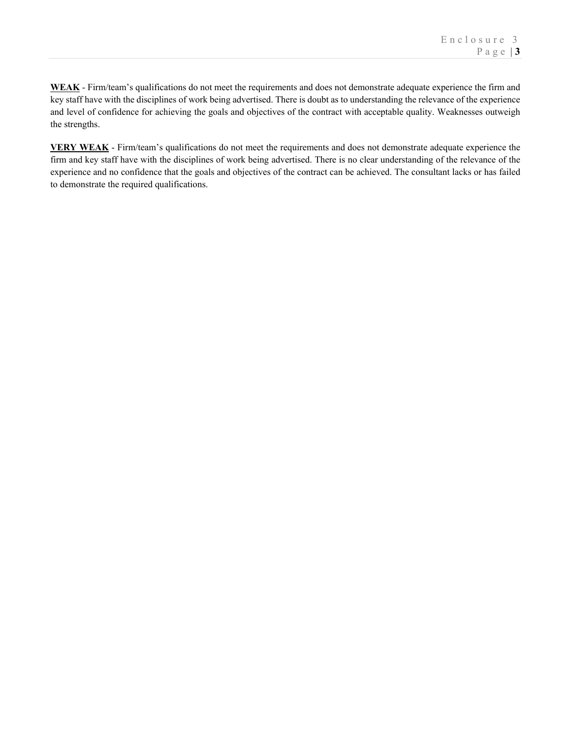**WEAK** - Firm/team’s qualifications do not meet the requirements and does not demonstrate adequate experience the firm and key staff have with the disciplines of work being advertised. There is doubt as to understanding the relevance of the experience and level of confidence for achieving the goals and objectives of the contract with acceptable quality. Weaknesses outweigh the strengths.

**VERY WEAK** - Firm/team’s qualifications do not meet the requirements and does not demonstrate adequate experience the firm and key staff have with the disciplines of work being advertised. There is no clear understanding of the relevance of the experience and no confidence that the goals and objectives of the contract can be achieved. The consultant lacks or has failed to demonstrate the required qualifications.